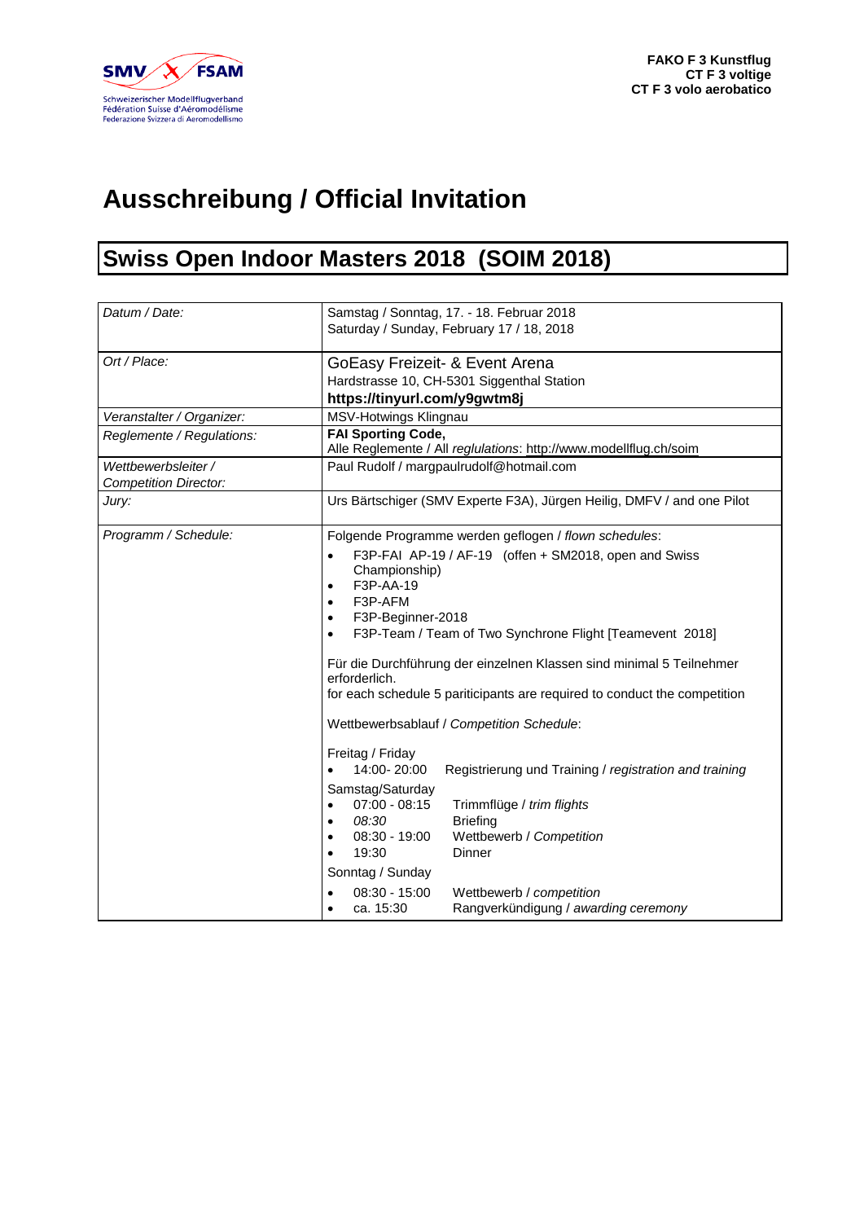SMV FSAM
Schweizerischer Modellflugverband
Fédération Suisse d'Aéromodélisme
Federazione Svizzera di Aeromodellismo

**FAKO F 3 Kunstflug**
**CT F 3 voltige**
**CT F 3 volo aerobatico**

# Ausschreibung / Official Invitation

## Swiss Open Indoor Masters 2018 (SOIM 2018)

| | |
|---|---|
| *Datum / Date:* | Samstag / Sonntag, 17. - 18. Februar 2018<br>Saturday / Sunday, February 17 / 18, 2018 |
| *Ort / Place:* | GoEasy Freizeit- & Event Arena<br>Hardstrasse 10, CH-5301 Siggenthal Station<br>**https://tinyurl.com/y9gwtm8j** |
| *Veranstalter / Organizer:* | MSV-Hotwings Klingnau |
| *Reglemente / Regulations:* | **FAI Sporting Code,**<br>Alle Reglemente / All *reglulations*: http://www.modellflug.ch/soim |
| *Wettbewerbsleiter / Competition Director:* | Paul Rudolf / margpaulrudolf@hotmail.com |
| *Jury:* | Urs Bärtschiger (SMV Experte F3A), Jürgen Heilig, DMFV / and one Pilot |
| *Programm / Schedule:* | Folgende Programme werden geflogen / *flown schedules*:<br>• F3P-FAI AP-19 / AF-19 (offen + SM2018, open and Swiss Championship)<br>• F3P-AA-19<br>• F3P-AFM<br>• F3P-Beginner-2018<br>• F3P-Team / Team of Two Synchrone Flight [Teamevent 2018]<br><br>Für die Durchführung der einzelnen Klassen sind minimal 5 Teilnehmer erforderlich.<br>for each schedule 5 pariticipants are required to conduct the competition<br><br>Wettbewerbsablauf / *Competition Schedule*:<br><br>Freitag / Friday<br>• 14:00- 20:00 Registrierung und Training / *registration and training*<br>Samstag/Saturday<br>• 07:00 - 08:15 Trimmflüge / *trim flights*<br>• *08:30* Briefing<br>• 08:30 - 19:00 Wettbewerb / *Competition*<br>• 19:30 Dinner<br>Sonntag / Sunday<br>• 08:30 - 15:00 Wettbewerb / *competition*<br>• ca. 15:30 Rangverkündigung / *awarding ceremony* |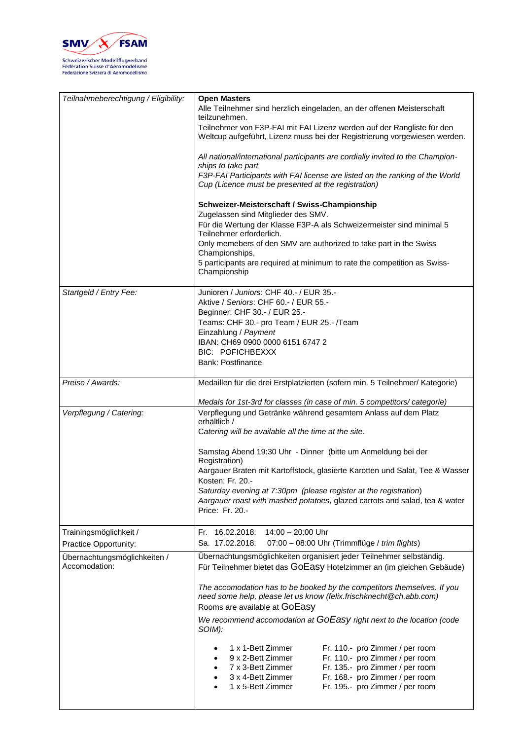SMV FSAM
Schweizerischer Modellflugverband
Fédération Suisse d'Aéromodélisme
Federazione Svizzera di Aeromodellismo

| *Teilnahmeberechtigung / Eligibility:* | **Open Masters**<br>Alle Teilnehmer sind herzlich eingeladen, an der offenen Meisterschaft teilzunehmen.<br>Teilnehmer von F3P-FAI mit FAI Lizenz werden auf der Rangliste für den Weltcup aufgeführt, Lizenz muss bei der Registrierung vorgewiesen werden.<br><br>*All national/international participants are cordially invited to the Champion-ships to take part*<br>*F3P-FAI Participants with FAI license are listed on the ranking of the World Cup (Licence must be presented at the registration)*<br><br>**Schweizer-Meisterschaft / Swiss-Championship**<br>Zugelassen sind Mitglieder des SMV.<br>Für die Wertung der Klasse F3P-A als Schweizermeister sind minimal 5 Teilnehmer erforderlich.<br>Only memebers of den SMV are authorized to take part in the Swiss Championships,<br>5 participants are required at minimum to rate the competition as Swiss-Championship |
|---|---|
| *Startgeld / Entry Fee:* | Junioren / *Juniors*: CHF 40.- / EUR 35.-<br>Aktive / *Seniors*: CHF 60.- / EUR 55.-<br>Beginner: CHF 30.- / EUR 25.-<br>Teams: CHF 30.- pro Team / EUR 25.- /Team<br>Einzahlung / *Payment*<br>IBAN: CH69 0900 0000 6151 6747 2<br>BIC: POFICHBEXXX<br>Bank: Postfinance |
| *Preise / Awards:* | Medaillen für die drei Erstplatzierten (sofern min. 5 Teilnehmer/ Kategorie)<br><br>*Medals for 1st-3rd for classes (in case of min. 5 competitors/ categorie)* |
| *Verpflegung / Catering:* | Verpflegung und Getränke während gesamtem Anlass auf dem Platz erhältlich /<br>*Catering will be available all the time at the site.*<br><br>Samstag Abend 19:30 Uhr - Dinner (bitte um Anmeldung bei der Registration)<br>Aargauer Braten mit Kartoffstock, glasierte Karotten und Salat, Tee & Wasser<br>Kosten: Fr. 20.-<br>*Saturday evening at 7:30pm (please register at the registration)*<br>*Aargauer roast with mashed potatoes,* glazed carrots and salad, tea & water<br>Price: Fr. 20.- |
| Trainingsmöglichkeit /<br>Practice Opportunity: | Fr. 16.02.2018: 14:00 – 20:00 Uhr<br>Sa. 17.02.2018: 07:00 – 08:00 Uhr (Trimmflüge / *trim flights*) |
| Übernachtungsmöglichkeiten /<br>Accomodation: | Übernachtungsmöglichkeiten organisiert jeder Teilnehmer selbständig.<br>Für Teilnehmer bietet das GoEasy Hotelzimmer an (im gleichen Gebäude)<br><br>*The accomodation has to be booked by the competitors themselves. If you need some help, please let us know (felix.frischknecht@ch.abb.com)*<br>Rooms are available at GoEasy<br>*We recommend accomodation at GoEasy right next to the location (code SOIM):*<br><br>• 1 x 1-Bett Zimmer — Fr. 110.- pro Zimmer / per room<br>• 9 x 2-Bett Zimmer — Fr. 110.- pro Zimmer / per room<br>• 7 x 3-Bett Zimmer — Fr. 135.- pro Zimmer / per room<br>• 3 x 4-Bett Zimmer — Fr. 168.- pro Zimmer / per room<br>• 1 x 5-Bett Zimmer — Fr. 195.- pro Zimmer / per room |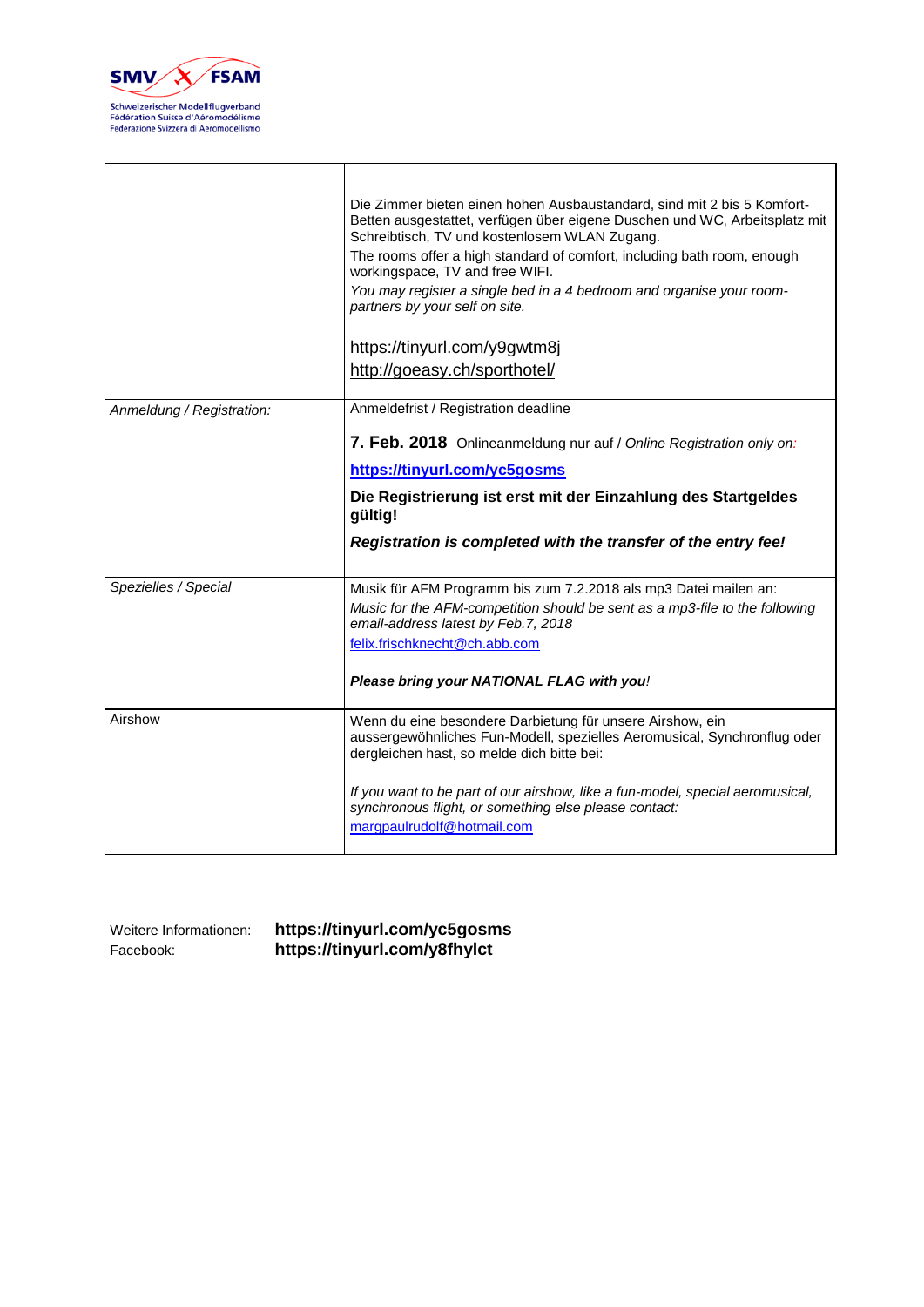SMV FSAM

Schweizerischer Modellflugverband
Fédération Suisse d'Aéromodélisme
Federazione Svizzera di Aeromodellismo

| | |
|---|---|
| | Die Zimmer bieten einen hohen Ausbaustandard, sind mit 2 bis 5 Komfort-Betten ausgestattet, verfügen über eigene Duschen und WC, Arbeitsplatz mit Schreibtisch, TV und kostenlosem WLAN Zugang.<br>The rooms offer a high standard of comfort, including bath room, enough workingspace, TV and free WIFI.<br>*You may register a single bed in a 4 bedroom and organise your room-partners by your self on site.*<br><br>https://tinyurl.com/y9gwtm8j<br>http://goeasy.ch/sporthotel/ |
| *Anmeldung / Registration:* | Anmeldefrist / Registration deadline<br><br>**7. Feb. 2018** Onlineanmeldung nur auf / *Online Registration only on:*<br>**https://tinyurl.com/yc5gosms**<br>**Die Registrierung ist erst mit der Einzahlung des Startgeldes gültig!**<br>***Registration is completed with the transfer of the entry fee!*** |
| *Spezielles / Special* | Musik für AFM Programm bis zum 7.2.2018 als mp3 Datei mailen an:<br>*Music for the AFM-competition should be sent as a mp3-file to the following email-address latest by Feb.7, 2018*<br>felix.frischknecht@ch.abb.com<br><br>***Please bring your NATIONAL FLAG with you!*** |
| Airshow | Wenn du eine besondere Darbietung für unsere Airshow, ein aussergewöhnliches Fun-Modell, spezielles Aeromusical, Synchronflug oder dergleichen hast, so melde dich bitte bei:<br><br>*If you want to be part of our airshow, like a fun-model, special aeromusical, synchronous flight, or something else please contact:*<br>margpaulrudolf@hotmail.com |

Weitere Informationen: **https://tinyurl.com/yc5gosms**
Facebook: **https://tinyurl.com/y8fhylct**